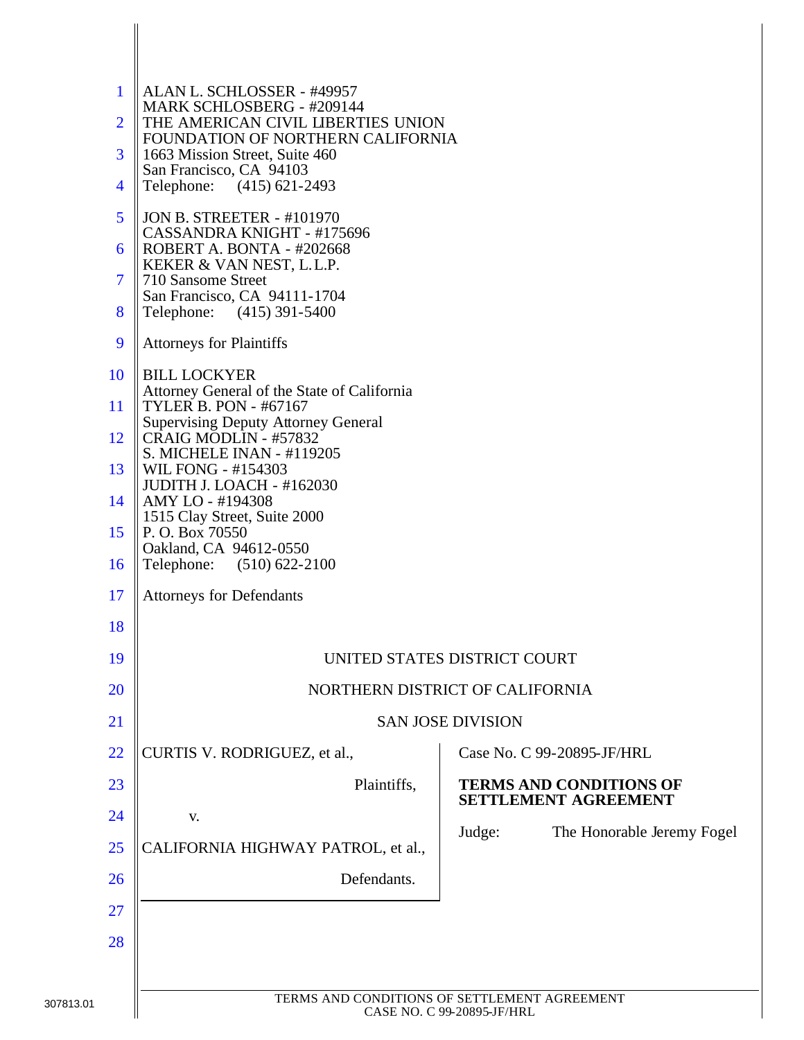ALAN L. SCHLOSSER - #49957
MARK SCHLOSBERG - #209144
THE AMERICAN CIVIL LIBERTIES UNION
FOUNDATION OF NORTHERN CALIFORNIA
1663 Mission Street, Suite 460
San Francisco, CA 94103
Telephone: (415) 621-2493

JON B. STREETER - #101970
CASSANDRA KNIGHT - #175696
ROBERT A. BONTA - #202668
KEKER & VAN NEST, L.L.P.
710 Sansome Street
San Francisco, CA 94111-1704
Telephone: (415) 391-5400

Attorneys for Plaintiffs

BILL LOCKYER
Attorney General of the State of California
TYLER B. PON - #67167
Supervising Deputy Attorney General
CRAIG MODLIN - #57832
S. MICHELE INAN - #119205
WIL FONG - #154303
JUDITH J. LOACH - #162030
AMY LO - #194308
1515 Clay Street, Suite 2000
P. O. Box 70550
Oakland, CA 94612-0550
Telephone: (510) 622-2100

Attorneys for Defendants

UNITED STATES DISTRICT COURT

NORTHERN DISTRICT OF CALIFORNIA

SAN JOSE DIVISION

CURTIS V. RODRIGUEZ, et al.,

Plaintiffs,

v.

CALIFORNIA HIGHWAY PATROL, et al.,

Defendants.

Case No. C 99-20895-JF/HRL

**TERMS AND CONDITIONS OF SETTLEMENT AGREEMENT**

Judge: The Honorable Jeremy Fogel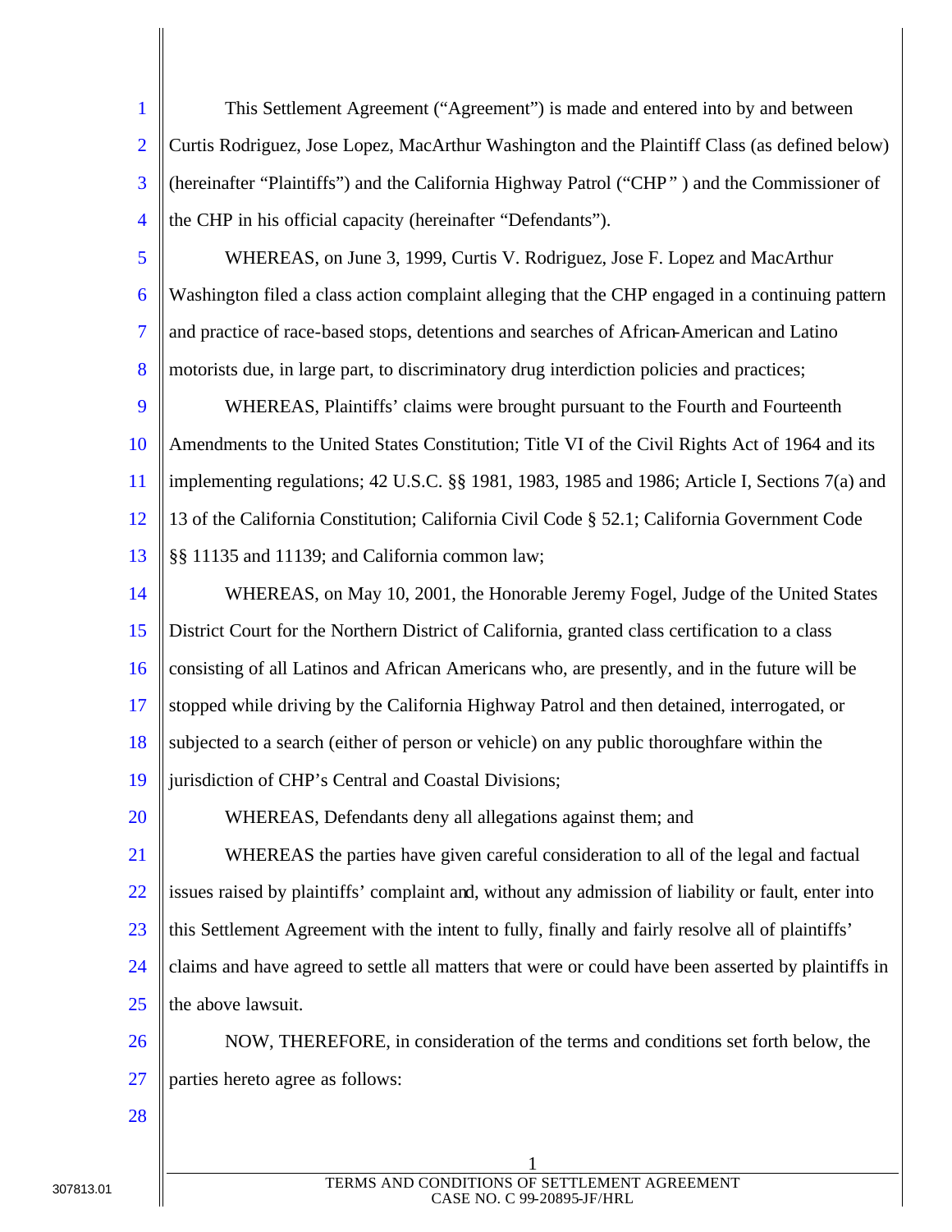This Settlement Agreement ("Agreement") is made and entered into by and between Curtis Rodriguez, Jose Lopez, MacArthur Washington and the Plaintiff Class (as defined below) (hereinafter "Plaintiffs") and the California Highway Patrol ("CHP") and the Commissioner of the CHP in his official capacity (hereinafter "Defendants").

WHEREAS, on June 3, 1999, Curtis V. Rodriguez, Jose F. Lopez and MacArthur Washington filed a class action complaint alleging that the CHP engaged in a continuing pattern and practice of race-based stops, detentions and searches of African-American and Latino motorists due, in large part, to discriminatory drug interdiction policies and practices;

WHEREAS, Plaintiffs' claims were brought pursuant to the Fourth and Fourteenth Amendments to the United States Constitution; Title VI of the Civil Rights Act of 1964 and its implementing regulations; 42 U.S.C. §§ 1981, 1983, 1985 and 1986; Article I, Sections 7(a) and 13 of the California Constitution; California Civil Code § 52.1; California Government Code §§ 11135 and 11139; and California common law;

WHEREAS, on May 10, 2001, the Honorable Jeremy Fogel, Judge of the United States District Court for the Northern District of California, granted class certification to a class consisting of all Latinos and African Americans who, are presently, and in the future will be stopped while driving by the California Highway Patrol and then detained, interrogated, or subjected to a search (either of person or vehicle) on any public thoroughfare within the jurisdiction of CHP's Central and Coastal Divisions;

WHEREAS, Defendants deny all allegations against them; and

WHEREAS the parties have given careful consideration to all of the legal and factual issues raised by plaintiffs' complaint and, without any admission of liability or fault, enter into this Settlement Agreement with the intent to fully, finally and fairly resolve all of plaintiffs' claims and have agreed to settle all matters that were or could have been asserted by plaintiffs in the above lawsuit.

NOW, THEREFORE, in consideration of the terms and conditions set forth below, the parties hereto agree as follows: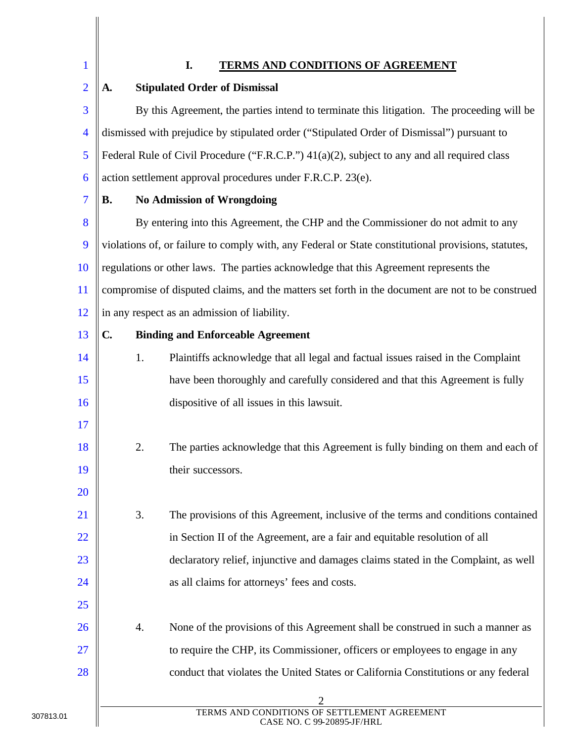# I. TERMS AND CONDITIONS OF AGREEMENT

**A. Stipulated Order of Dismissal**

By this Agreement, the parties intend to terminate this litigation. The proceeding will be dismissed with prejudice by stipulated order ("Stipulated Order of Dismissal") pursuant to Federal Rule of Civil Procedure ("F.R.C.P.") 41(a)(2), subject to any and all required class action settlement approval procedures under F.R.C.P. 23(e).

**B. No Admission of Wrongdoing**

By entering into this Agreement, the CHP and the Commissioner do not admit to any violations of, or failure to comply with, any Federal or State constitutional provisions, statutes, regulations or other laws. The parties acknowledge that this Agreement represents the compromise of disputed claims, and the matters set forth in the document are not to be construed in any respect as an admission of liability.

**C. Binding and Enforceable Agreement**

1. Plaintiffs acknowledge that all legal and factual issues raised in the Complaint have been thoroughly and carefully considered and that this Agreement is fully dispositive of all issues in this lawsuit.

2. The parties acknowledge that this Agreement is fully binding on them and each of their successors.

3. The provisions of this Agreement, inclusive of the terms and conditions contained in Section II of the Agreement, are a fair and equitable resolution of all declaratory relief, injunctive and damages claims stated in the Complaint, as well as all claims for attorneys' fees and costs.

4. None of the provisions of this Agreement shall be construed in such a manner as to require the CHP, its Commissioner, officers or employees to engage in any conduct that violates the United States or California Constitutions or any federal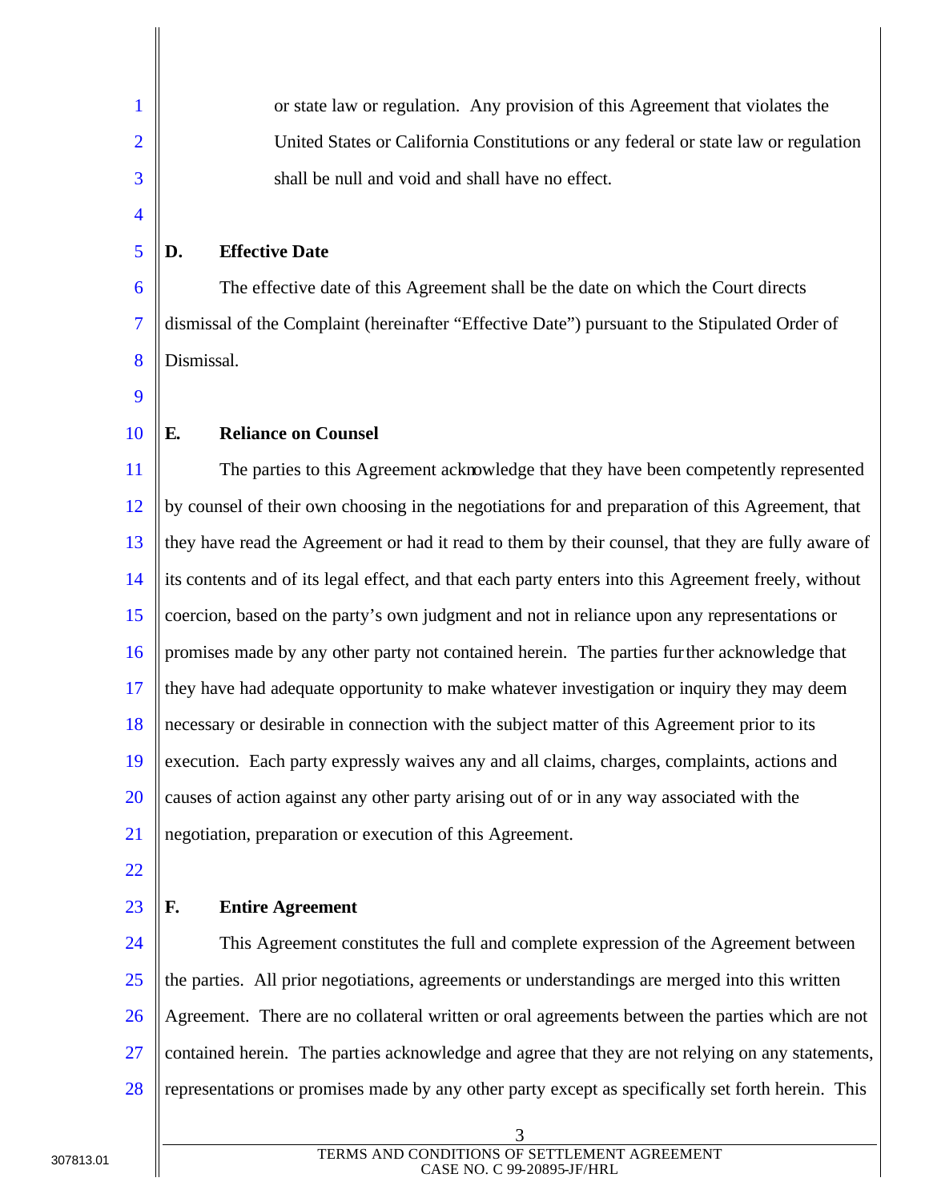or state law or regulation. Any provision of this Agreement that violates the United States or California Constitutions or any federal or state law or regulation shall be null and void and shall have no effect.

**D. Effective Date**

The effective date of this Agreement shall be the date on which the Court directs dismissal of the Complaint (hereinafter "Effective Date") pursuant to the Stipulated Order of Dismissal.

**E. Reliance on Counsel**

The parties to this Agreement acknowledge that they have been competently represented by counsel of their own choosing in the negotiations for and preparation of this Agreement, that they have read the Agreement or had it read to them by their counsel, that they are fully aware of its contents and of its legal effect, and that each party enters into this Agreement freely, without coercion, based on the party's own judgment and not in reliance upon any representations or promises made by any other party not contained herein. The parties further acknowledge that they have had adequate opportunity to make whatever investigation or inquiry they may deem necessary or desirable in connection with the subject matter of this Agreement prior to its execution. Each party expressly waives any and all claims, charges, complaints, actions and causes of action against any other party arising out of or in any way associated with the negotiation, preparation or execution of this Agreement.

**F. Entire Agreement**

This Agreement constitutes the full and complete expression of the Agreement between the parties. All prior negotiations, agreements or understandings are merged into this written Agreement. There are no collateral written or oral agreements between the parties which are not contained herein. The parties acknowledge and agree that they are not relying on any statements, representations or promises made by any other party except as specifically set forth herein. This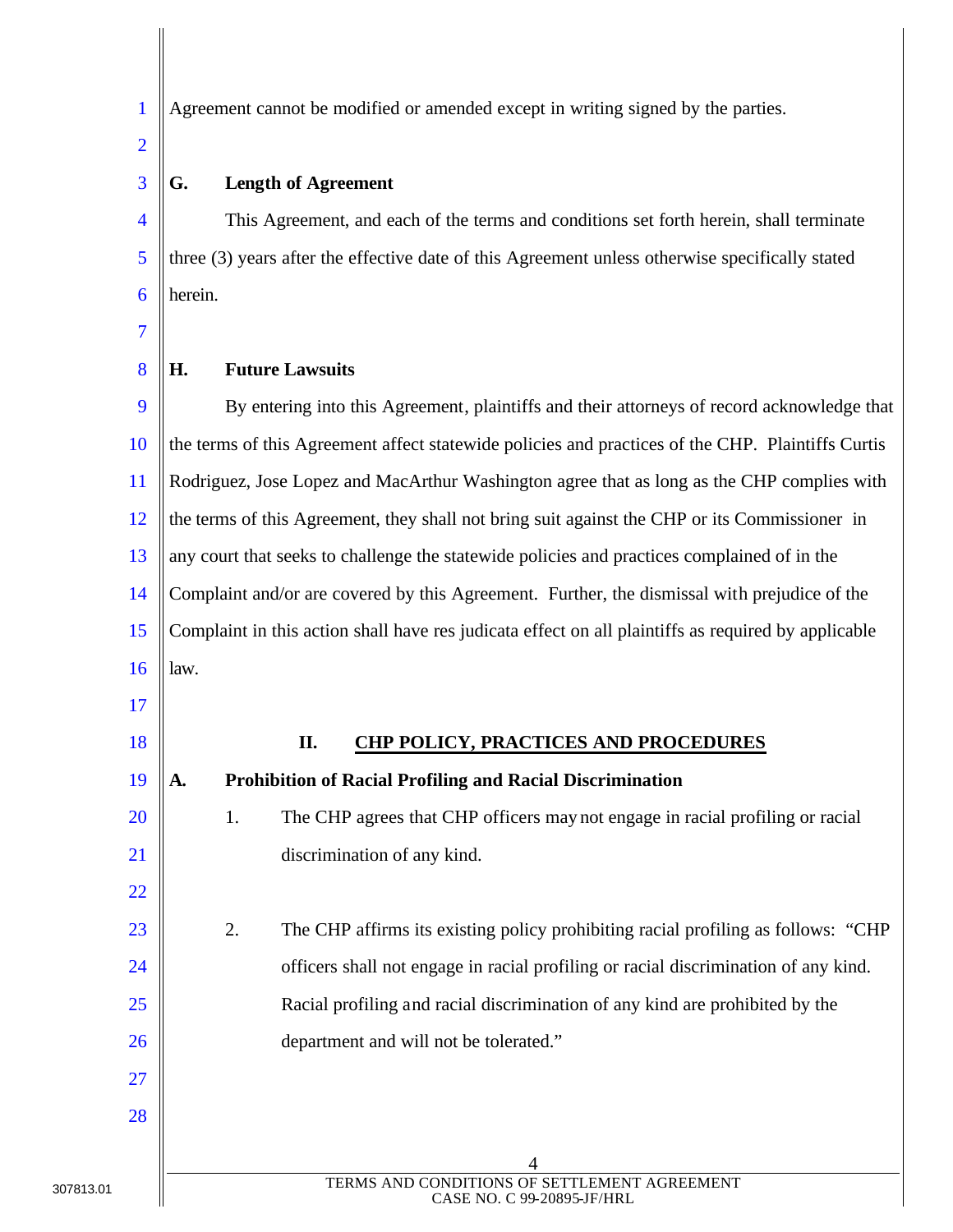Agreement cannot be modified or amended except in writing signed by the parties.

**G. Length of Agreement**

This Agreement, and each of the terms and conditions set forth herein, shall terminate three (3) years after the effective date of this Agreement unless otherwise specifically stated herein.

**H. Future Lawsuits**

By entering into this Agreement, plaintiffs and their attorneys of record acknowledge that the terms of this Agreement affect statewide policies and practices of the CHP. Plaintiffs Curtis Rodriguez, Jose Lopez and MacArthur Washington agree that as long as the CHP complies with the terms of this Agreement, they shall not bring suit against the CHP or its Commissioner in any court that seeks to challenge the statewide policies and practices complained of in the Complaint and/or are covered by this Agreement. Further, the dismissal with prejudice of the Complaint in this action shall have res judicata effect on all plaintiffs as required by applicable law.

## II. CHP POLICY, PRACTICES AND PROCEDURES

**A. Prohibition of Racial Profiling and Racial Discrimination**

1. The CHP agrees that CHP officers may not engage in racial profiling or racial discrimination of any kind.

2. The CHP affirms its existing policy prohibiting racial profiling as follows: "CHP officers shall not engage in racial profiling or racial discrimination of any kind. Racial profiling and racial discrimination of any kind are prohibited by the department and will not be tolerated."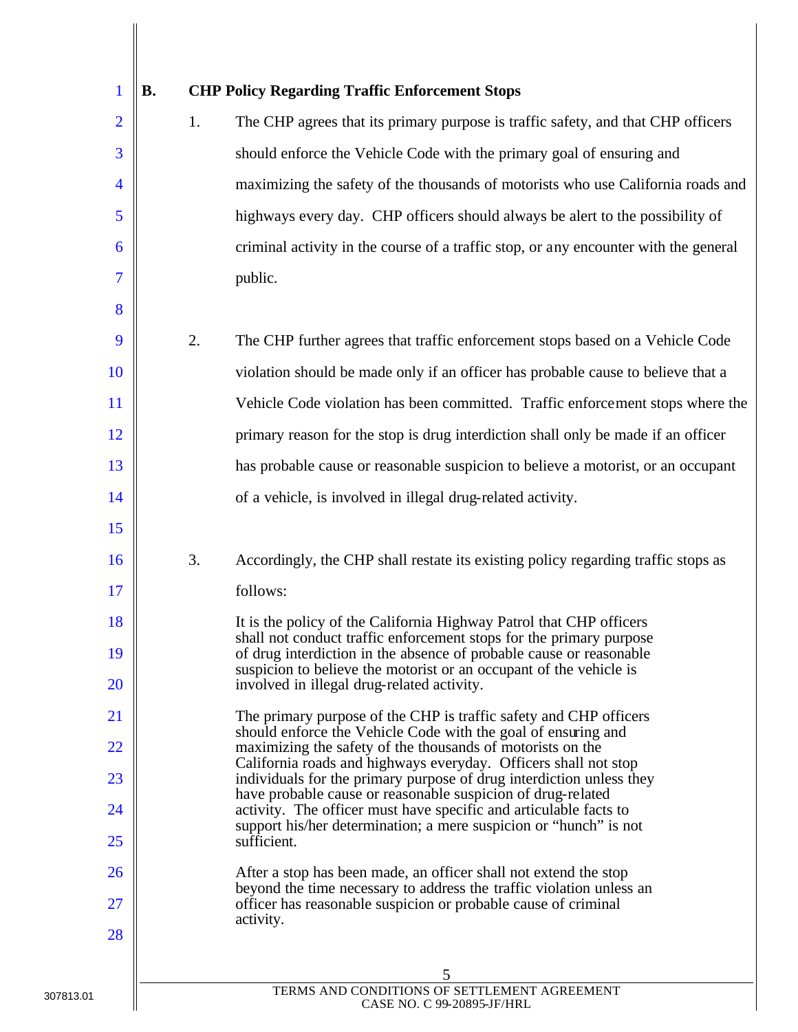## B. CHP Policy Regarding Traffic Enforcement Stops

1. The CHP agrees that its primary purpose is traffic safety, and that CHP officers should enforce the Vehicle Code with the primary goal of ensuring and maximizing the safety of the thousands of motorists who use California roads and highways every day. CHP officers should always be alert to the possibility of criminal activity in the course of a traffic stop, or any encounter with the general public.

2. The CHP further agrees that traffic enforcement stops based on a Vehicle Code violation should be made only if an officer has probable cause to believe that a Vehicle Code violation has been committed. Traffic enforcement stops where the primary reason for the stop is drug interdiction shall only be made if an officer has probable cause or reasonable suspicion to believe a motorist, or an occupant of a vehicle, is involved in illegal drug-related activity.

3. Accordingly, the CHP shall restate its existing policy regarding traffic stops as follows:

> It is the policy of the California Highway Patrol that CHP officers shall not conduct traffic enforcement stops for the primary purpose of drug interdiction in the absence of probable cause or reasonable suspicion to believe the motorist or an occupant of the vehicle is involved in illegal drug-related activity.
>
> The primary purpose of the CHP is traffic safety and CHP officers should enforce the Vehicle Code with the goal of ensuring and maximizing the safety of the thousands of motorists on the California roads and highways everyday. Officers shall not stop individuals for the primary purpose of drug interdiction unless they have probable cause or reasonable suspicion of drug-related activity. The officer must have specific and articulable facts to support his/her determination; a mere suspicion or "hunch" is not sufficient.
>
> After a stop has been made, an officer shall not extend the stop beyond the time necessary to address the traffic violation unless an officer has reasonable suspicion or probable cause of criminal activity.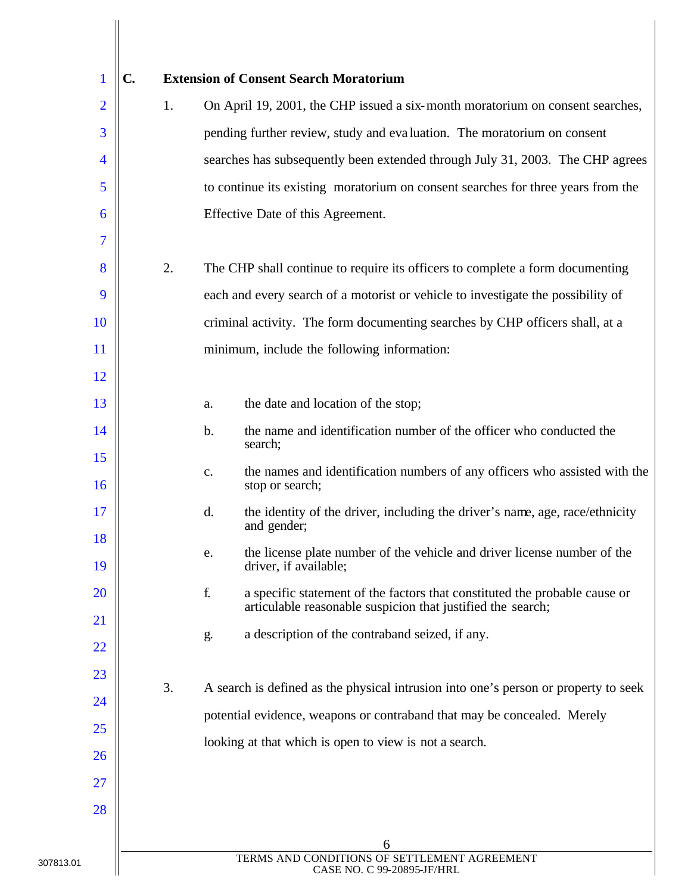### C. Extension of Consent Search Moratorium

1. On April 19, 2001, the CHP issued a six-month moratorium on consent searches, pending further review, study and evaluation. The moratorium on consent searches has subsequently been extended through July 31, 2003. The CHP agrees to continue its existing moratorium on consent searches for three years from the Effective Date of this Agreement.

2. The CHP shall continue to require its officers to complete a form documenting each and every search of a motorist or vehicle to investigate the possibility of criminal activity. The form documenting searches by CHP officers shall, at a minimum, include the following information:

   a. the date and location of the stop;

   b. the name and identification number of the officer who conducted the search;

   c. the names and identification numbers of any officers who assisted with the stop or search;

   d. the identity of the driver, including the driver's name, age, race/ethnicity and gender;

   e. the license plate number of the vehicle and driver license number of the driver, if available;

   f. a specific statement of the factors that constituted the probable cause or articulable reasonable suspicion that justified the search;

   g. a description of the contraband seized, if any.

3. A search is defined as the physical intrusion into one's person or property to seek potential evidence, weapons or contraband that may be concealed. Merely looking at that which is open to view is not a search.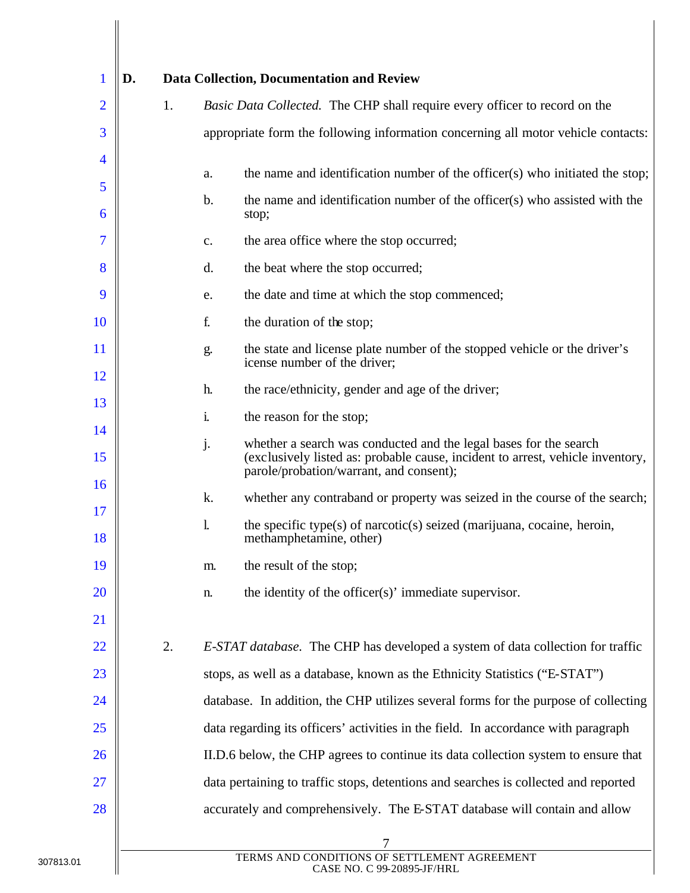**D. Data Collection, Documentation and Review**

1. *Basic Data Collected.* The CHP shall require every officer to record on the appropriate form the following information concerning all motor vehicle contacts:

   a. the name and identification number of the officer(s) who initiated the stop;

   b. the name and identification number of the officer(s) who assisted with the stop;

   c. the area office where the stop occurred;

   d. the beat where the stop occurred;

   e. the date and time at which the stop commenced;

   f. the duration of the stop;

   g. the state and license plate number of the stopped vehicle or the driver's icense number of the driver;

   h. the race/ethnicity, gender and age of the driver;

   i. the reason for the stop;

   j. whether a search was conducted and the legal bases for the search (exclusively listed as: probable cause, incident to arrest, vehicle inventory, parole/probation/warrant, and consent);

   k. whether any contraband or property was seized in the course of the search;

   l. the specific type(s) of narcotic(s) seized (marijuana, cocaine, heroin, methamphetamine, other)

   m. the result of the stop;

   n. the identity of the officer(s)' immediate supervisor.

2. *E-STAT database.* The CHP has developed a system of data collection for traffic stops, as well as a database, known as the Ethnicity Statistics ("E-STAT") database. In addition, the CHP utilizes several forms for the purpose of collecting data regarding its officers' activities in the field. In accordance with paragraph II.D.6 below, the CHP agrees to continue its data collection system to ensure that data pertaining to traffic stops, detentions and searches is collected and reported accurately and comprehensively. The E-STAT database will contain and allow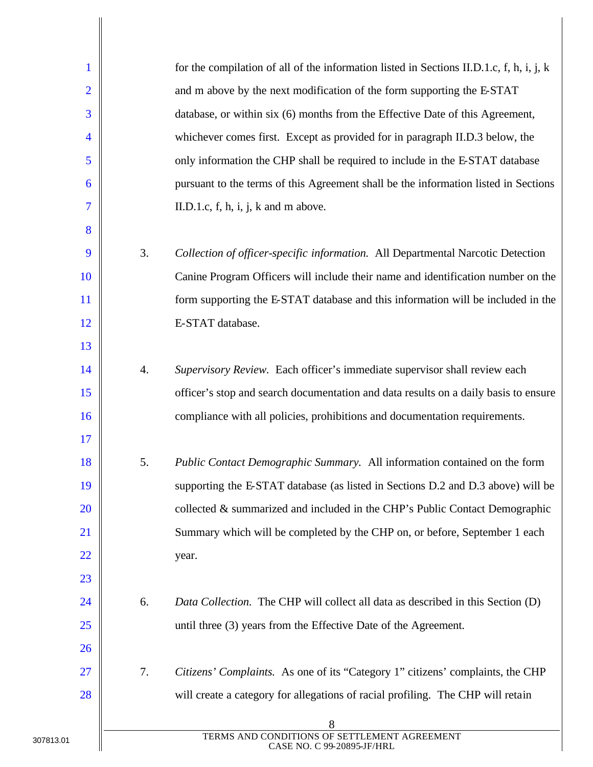for the compilation of all of the information listed in Sections II.D.1.c, f, h, i, j, k and m above by the next modification of the form supporting the E-STAT database, or within six (6) months from the Effective Date of this Agreement, whichever comes first. Except as provided for in paragraph II.D.3 below, the only information the CHP shall be required to include in the E-STAT database pursuant to the terms of this Agreement shall be the information listed in Sections II.D.1.c, f, h, i, j, k and m above.

3. *Collection of officer-specific information.* All Departmental Narcotic Detection Canine Program Officers will include their name and identification number on the form supporting the E-STAT database and this information will be included in the E-STAT database.

4. *Supervisory Review.* Each officer's immediate supervisor shall review each officer's stop and search documentation and data results on a daily basis to ensure compliance with all policies, prohibitions and documentation requirements.

5. *Public Contact Demographic Summary.* All information contained on the form supporting the E-STAT database (as listed in Sections D.2 and D.3 above) will be collected & summarized and included in the CHP's Public Contact Demographic Summary which will be completed by the CHP on, or before, September 1 each year.

6. *Data Collection.* The CHP will collect all data as described in this Section (D) until three (3) years from the Effective Date of the Agreement.

7. *Citizens' Complaints.* As one of its "Category 1" citizens' complaints, the CHP will create a category for allegations of racial profiling. The CHP will retain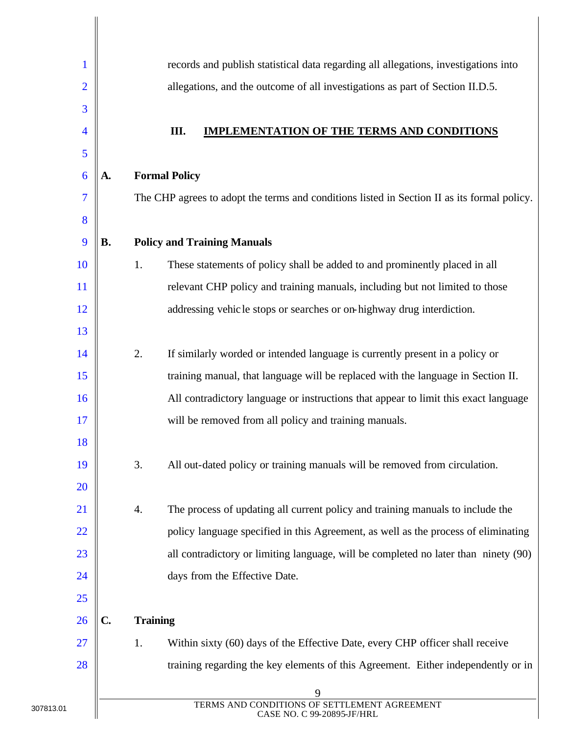records and publish statistical data regarding all allegations, investigations into allegations, and the outcome of all investigations as part of Section II.D.5.

## III. IMPLEMENTATION OF THE TERMS AND CONDITIONS

### A. Formal Policy

The CHP agrees to adopt the terms and conditions listed in Section II as its formal policy.

### B. Policy and Training Manuals

1. These statements of policy shall be added to and prominently placed in all relevant CHP policy and training manuals, including but not limited to those addressing vehicle stops or searches or on-highway drug interdiction.

2. If similarly worded or intended language is currently present in a policy or training manual, that language will be replaced with the language in Section II. All contradictory language or instructions that appear to limit this exact language will be removed from all policy and training manuals.

3. All out-dated policy or training manuals will be removed from circulation.

4. The process of updating all current policy and training manuals to include the policy language specified in this Agreement, as well as the process of eliminating all contradictory or limiting language, will be completed no later than ninety (90) days from the Effective Date.

### C. Training

1. Within sixty (60) days of the Effective Date, every CHP officer shall receive training regarding the key elements of this Agreement. Either independently or in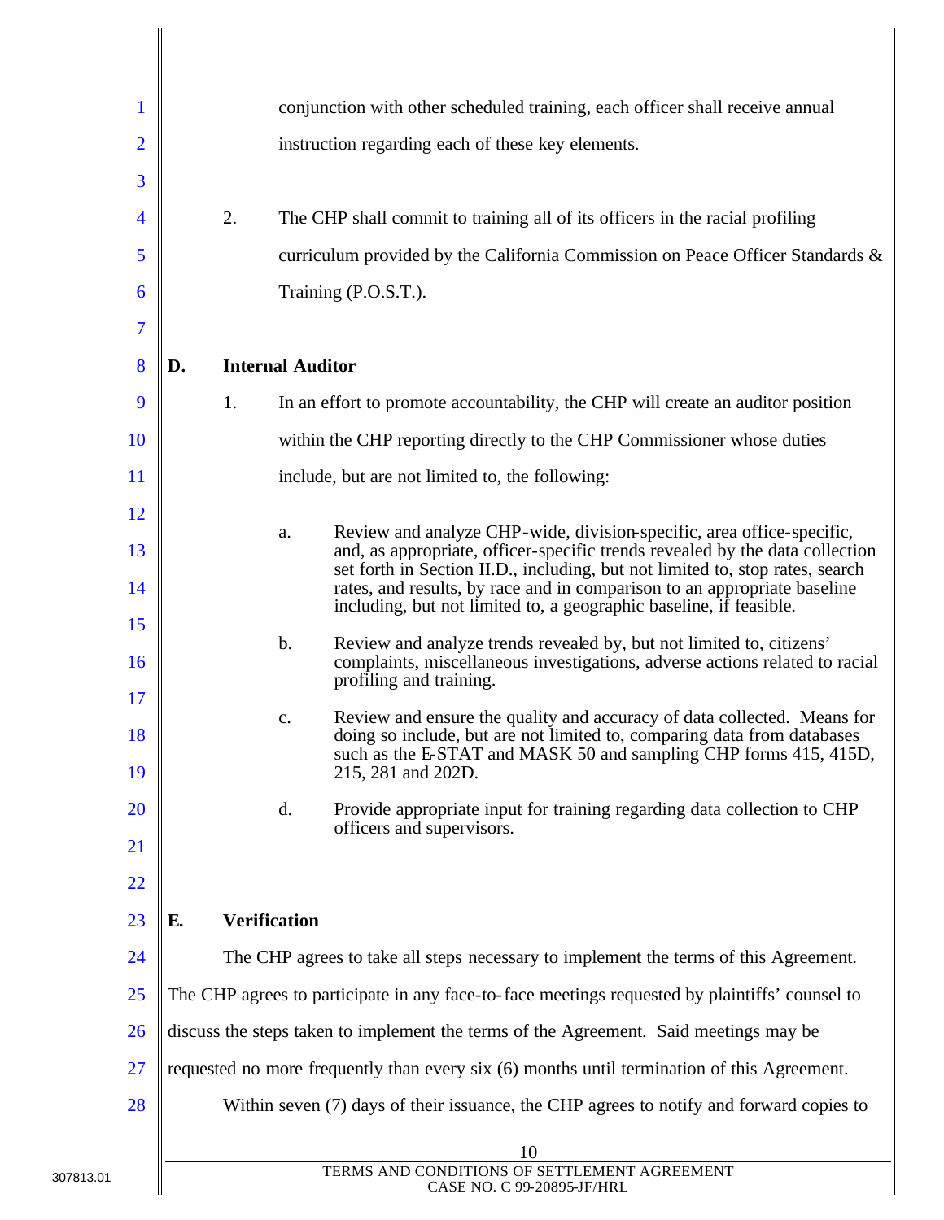conjunction with other scheduled training, each officer shall receive annual instruction regarding each of these key elements.

2. The CHP shall commit to training all of its officers in the racial profiling curriculum provided by the California Commission on Peace Officer Standards & Training (P.O.S.T.).

**D. Internal Auditor**

1. In an effort to promote accountability, the CHP will create an auditor position within the CHP reporting directly to the CHP Commissioner whose duties include, but are not limited to, the following:

   a. Review and analyze CHP-wide, division-specific, area office-specific, and, as appropriate, officer-specific trends revealed by the data collection set forth in Section II.D., including, but not limited to, stop rates, search rates, and results, by race and in comparison to an appropriate baseline including, but not limited to, a geographic baseline, if feasible.

   b. Review and analyze trends revealed by, but not limited to, citizens' complaints, miscellaneous investigations, adverse actions related to racial profiling and training.

   c. Review and ensure the quality and accuracy of data collected. Means for doing so include, but are not limited to, comparing data from databases such as the E-STAT and MASK 50 and sampling CHP forms 415, 415D, 215, 281 and 202D.

   d. Provide appropriate input for training regarding data collection to CHP officers and supervisors.

**E. Verification**

The CHP agrees to take all steps necessary to implement the terms of this Agreement. The CHP agrees to participate in any face-to-face meetings requested by plaintiffs' counsel to discuss the steps taken to implement the terms of the Agreement. Said meetings may be requested no more frequently than every six (6) months until termination of this Agreement.

Within seven (7) days of their issuance, the CHP agrees to notify and forward copies to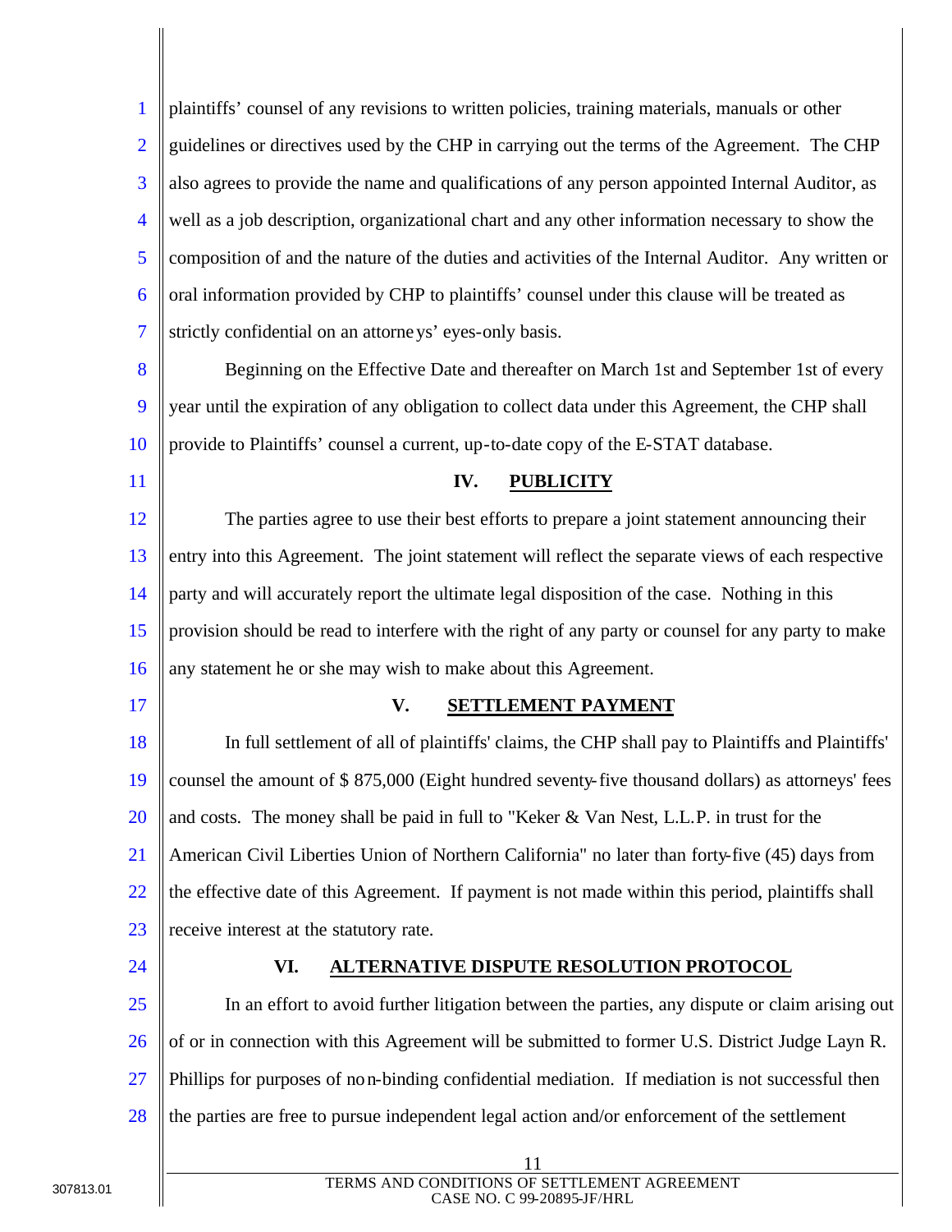plaintiffs' counsel of any revisions to written policies, training materials, manuals or other guidelines or directives used by the CHP in carrying out the terms of the Agreement. The CHP also agrees to provide the name and qualifications of any person appointed Internal Auditor, as well as a job description, organizational chart and any other information necessary to show the composition of and the nature of the duties and activities of the Internal Auditor. Any written or oral information provided by CHP to plaintiffs' counsel under this clause will be treated as strictly confidential on an attorneys' eyes-only basis.

Beginning on the Effective Date and thereafter on March 1st and September 1st of every year until the expiration of any obligation to collect data under this Agreement, the CHP shall provide to Plaintiffs' counsel a current, up-to-date copy of the E-STAT database.

## IV. PUBLICITY

The parties agree to use their best efforts to prepare a joint statement announcing their entry into this Agreement. The joint statement will reflect the separate views of each respective party and will accurately report the ultimate legal disposition of the case. Nothing in this provision should be read to interfere with the right of any party or counsel for any party to make any statement he or she may wish to make about this Agreement.

## V. SETTLEMENT PAYMENT

In full settlement of all of plaintiffs' claims, the CHP shall pay to Plaintiffs and Plaintiffs' counsel the amount of $ 875,000 (Eight hundred seventy-five thousand dollars) as attorneys' fees and costs. The money shall be paid in full to "Keker & Van Nest, L.L.P. in trust for the American Civil Liberties Union of Northern California" no later than forty-five (45) days from the effective date of this Agreement. If payment is not made within this period, plaintiffs shall receive interest at the statutory rate.

## VI. ALTERNATIVE DISPUTE RESOLUTION PROTOCOL

In an effort to avoid further litigation between the parties, any dispute or claim arising out of or in connection with this Agreement will be submitted to former U.S. District Judge Layn R. Phillips for purposes of non-binding confidential mediation. If mediation is not successful then the parties are free to pursue independent legal action and/or enforcement of the settlement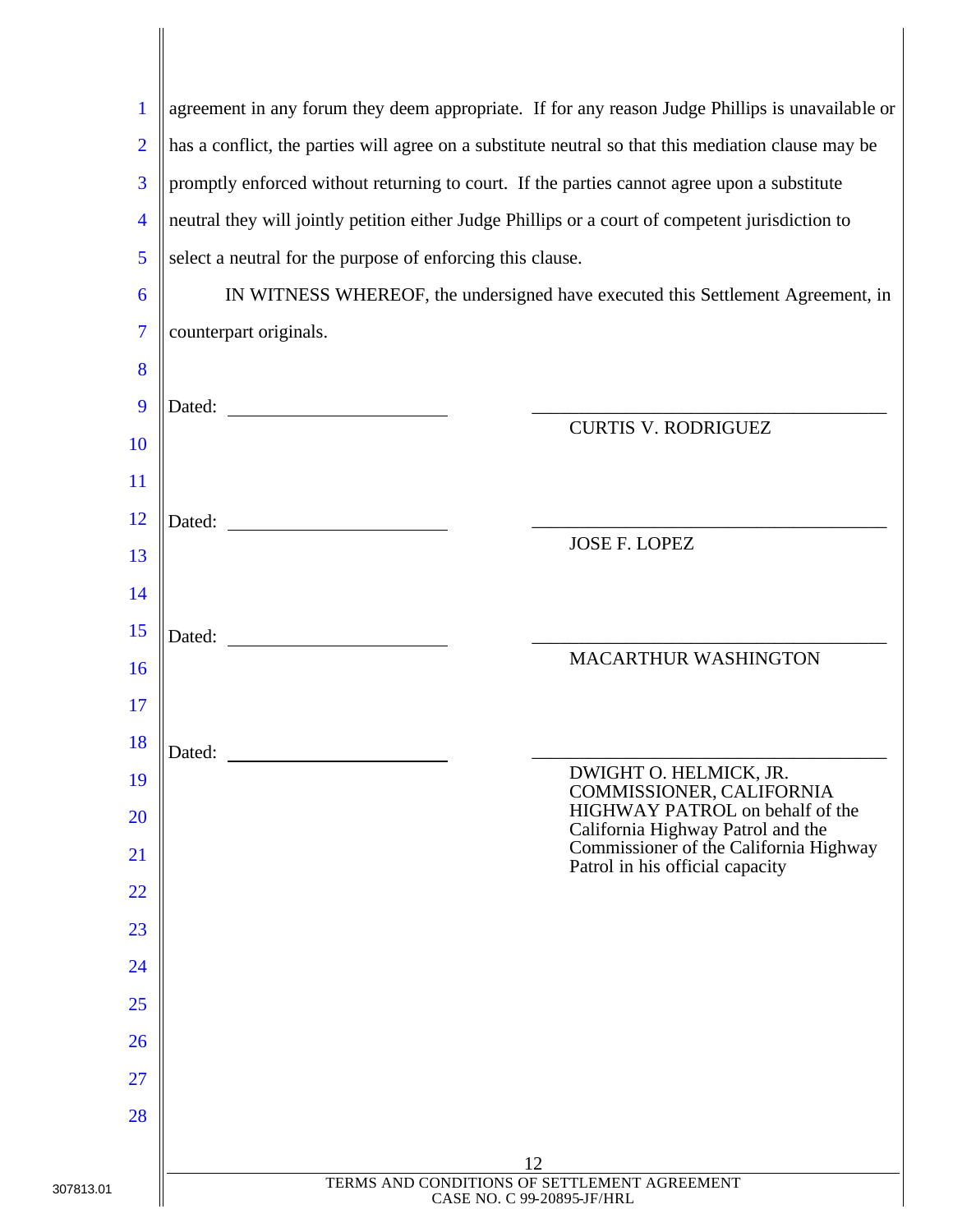agreement in any forum they deem appropriate. If for any reason Judge Phillips is unavailable or has a conflict, the parties will agree on a substitute neutral so that this mediation clause may be promptly enforced without returning to court. If the parties cannot agree upon a substitute neutral they will jointly petition either Judge Phillips or a court of competent jurisdiction to select a neutral for the purpose of enforcing this clause.

IN WITNESS WHEREOF, the undersigned have executed this Settlement Agreement, in counterpart originals.

Dated: ______________________ ______________________________
CURTIS V. RODRIGUEZ

Dated: ______________________ ______________________________
JOSE F. LOPEZ

Dated: ______________________ ______________________________
MACARTHUR WASHINGTON

Dated: ______________________ ______________________________
DWIGHT O. HELMICK, JR.
COMMISSIONER, CALIFORNIA HIGHWAY PATROL on behalf of the California Highway Patrol and the Commissioner of the California Highway Patrol in his official capacity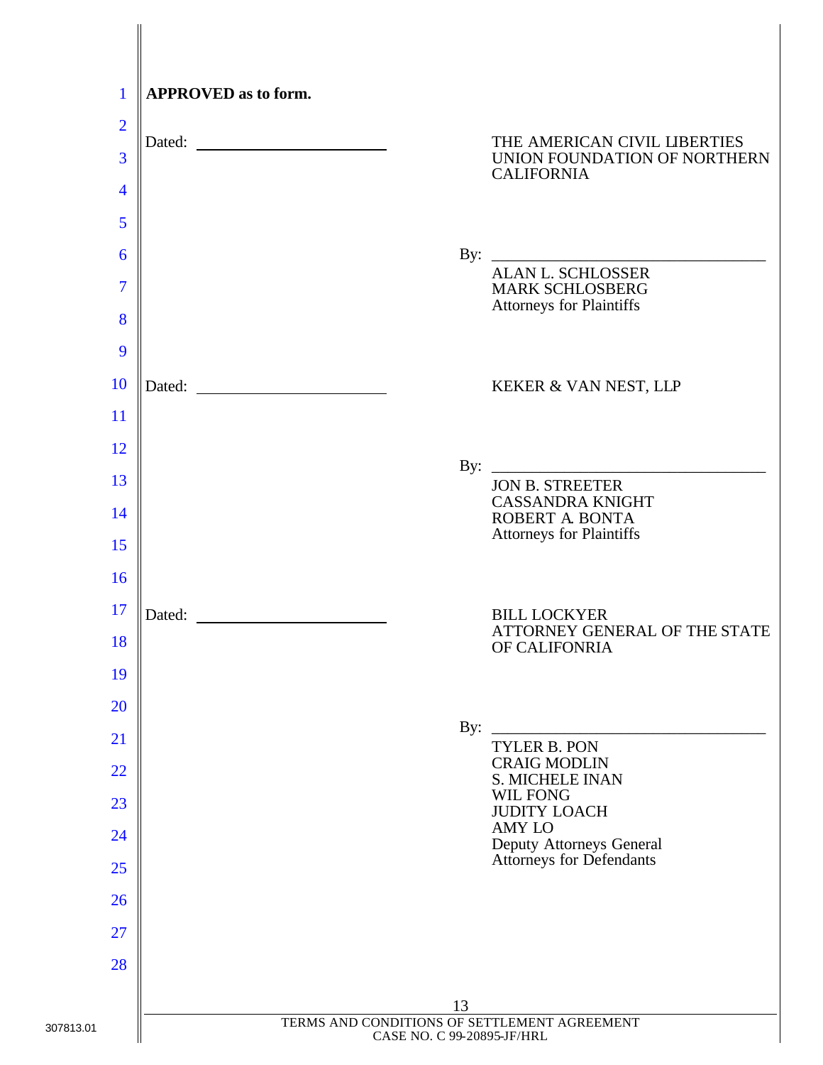**APPROVED as to form.**

Dated: ______________________

THE AMERICAN CIVIL LIBERTIES UNION FOUNDATION OF NORTHERN CALIFORNIA

By: ________________________________
ALAN L. SCHLOSSER
MARK SCHLOSBERG
Attorneys for Plaintiffs

Dated: ______________________

KEKER & VAN NEST, LLP

By: ________________________________
JON B. STREETER
CASSANDRA KNIGHT
ROBERT A. BONTA
Attorneys for Plaintiffs

Dated: ______________________

BILL LOCKYER
ATTORNEY GENERAL OF THE STATE OF CALIFONRIA

By: ________________________________
TYLER B. PON
CRAIG MODLIN
S. MICHELE INAN
WIL FONG
JUDITY LOACH
AMY LO
Deputy Attorneys General
Attorneys for Defendants